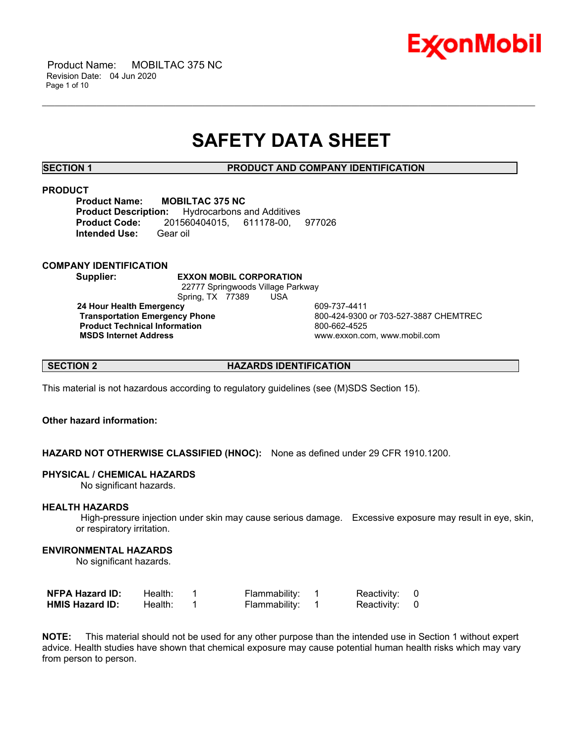# SAFETY DATA SHEET

## SECTION 1 PRODUCT AND COMPANY IDENTIFICATION

### PRODUCT

**Product Name:** **MOBILTAC 375 NC**
**Product Description:** Hydrocarbons and Additives
**Product Code:** 201560404015, 611178-00, 977026
**Intended Use:** Gear oil

### COMPANY IDENTIFICATION

**Supplier:** **EXXON MOBIL CORPORATION**
22777 Springwoods Village Parkway
Spring, TX 77389 USA

| | |
|---|---|
| **24 Hour Health Emergency** | 609-737-4411 |
| **Transportation Emergency Phone** | 800-424-9300 or 703-527-3887 CHEMTREC |
| **Product Technical Information** | 800-662-4525 |
| **MSDS Internet Address** | www.exxon.com, www.mobil.com |

## SECTION 2 HAZARDS IDENTIFICATION

This material is not hazardous according to regulatory guidelines (see (M)SDS Section 15).

**Other hazard information:**

**HAZARD NOT OTHERWISE CLASSIFIED (HNOC):** None as defined under 29 CFR 1910.1200.

**PHYSICAL / CHEMICAL HAZARDS**

No significant hazards.

**HEALTH HAZARDS**

High-pressure injection under skin may cause serious damage. Excessive exposure may result in eye, skin, or respiratory irritation.

**ENVIRONMENTAL HAZARDS**

No significant hazards.

| | | | | | | |
|---|---|---|---|---|---|---|
| **NFPA Hazard ID:** | Health: | 1 | Flammability: | 1 | Reactivity: | 0 |
| **HMIS Hazard ID:** | Health: | 1 | Flammability: | 1 | Reactivity: | 0 |

**NOTE:** This material should not be used for any other purpose than the intended use in Section 1 without expert advice. Health studies have shown that chemical exposure may cause potential human health risks which may vary from person to person.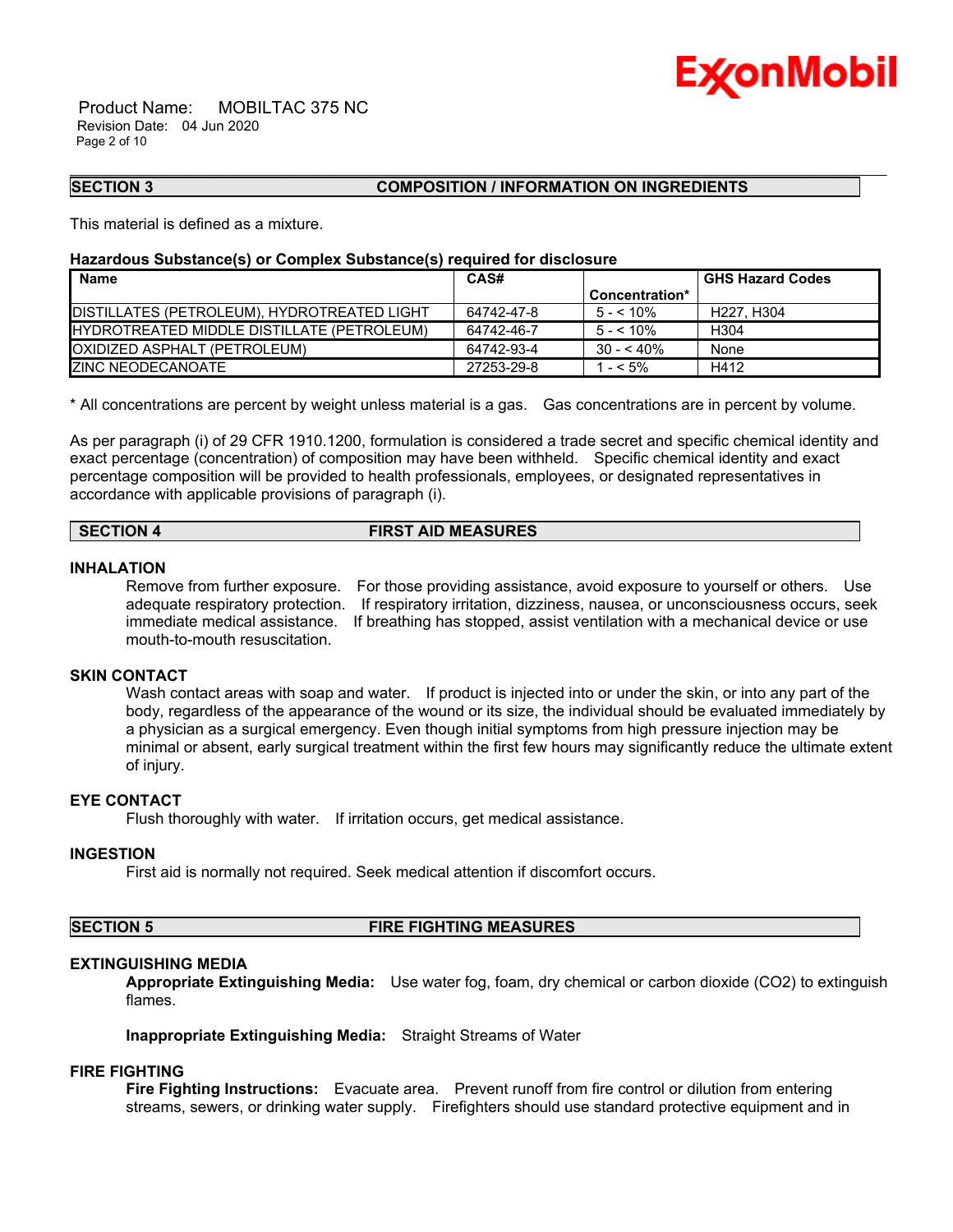## SECTION 3 COMPOSITION / INFORMATION ON INGREDIENTS

This material is defined as a mixture.

**Hazardous Substance(s) or Complex Substance(s) required for disclosure**

| Name | CAS# | Concentration* | GHS Hazard Codes |
|---|---|---|---|
| DISTILLATES (PETROLEUM), HYDROTREATED LIGHT | 64742-47-8 | 5 - < 10% | H227, H304 |
| HYDROTREATED MIDDLE DISTILLATE (PETROLEUM) | 64742-46-7 | 5 - < 10% | H304 |
| OXIDIZED ASPHALT (PETROLEUM) | 64742-93-4 | 30 - < 40% | None |
| ZINC NEODECANOATE | 27253-29-8 | 1 - < 5% | H412 |

* All concentrations are percent by weight unless material is a gas. Gas concentrations are in percent by volume.

As per paragraph (i) of 29 CFR 1910.1200, formulation is considered a trade secret and specific chemical identity and exact percentage (concentration) of composition may have been withheld. Specific chemical identity and exact percentage composition will be provided to health professionals, employees, or designated representatives in accordance with applicable provisions of paragraph (i).

## SECTION 4 FIRST AID MEASURES

### INHALATION

Remove from further exposure. For those providing assistance, avoid exposure to yourself or others. Use adequate respiratory protection. If respiratory irritation, dizziness, nausea, or unconsciousness occurs, seek immediate medical assistance. If breathing has stopped, assist ventilation with a mechanical device or use mouth-to-mouth resuscitation.

### SKIN CONTACT

Wash contact areas with soap and water. If product is injected into or under the skin, or into any part of the body, regardless of the appearance of the wound or its size, the individual should be evaluated immediately by a physician as a surgical emergency. Even though initial symptoms from high pressure injection may be minimal or absent, early surgical treatment within the first few hours may significantly reduce the ultimate extent of injury.

### EYE CONTACT

Flush thoroughly with water. If irritation occurs, get medical assistance.

### INGESTION

First aid is normally not required. Seek medical attention if discomfort occurs.

## SECTION 5 FIRE FIGHTING MEASURES

### EXTINGUISHING MEDIA

**Appropriate Extinguishing Media:** Use water fog, foam, dry chemical or carbon dioxide ($CO_2$) to extinguish flames.

**Inappropriate Extinguishing Media:** Straight Streams of Water

### FIRE FIGHTING

**Fire Fighting Instructions:** Evacuate area. Prevent runoff from fire control or dilution from entering streams, sewers, or drinking water supply. Firefighters should use standard protective equipment and in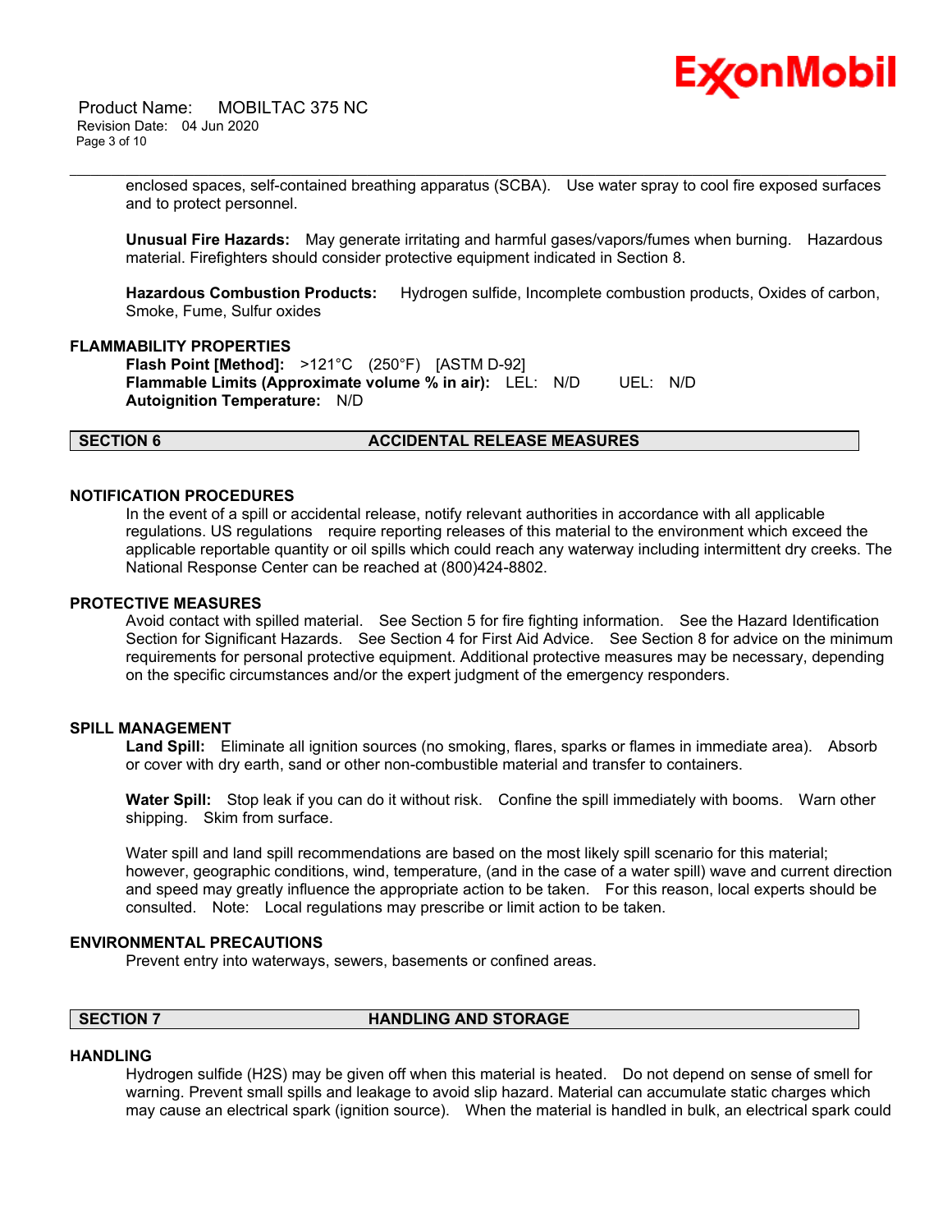enclosed spaces, self-contained breathing apparatus (SCBA). Use water spray to cool fire exposed surfaces and to protect personnel.

**Unusual Fire Hazards:** May generate irritating and harmful gases/vapors/fumes when burning. Hazardous material. Firefighters should consider protective equipment indicated in Section 8.

**Hazardous Combustion Products:** Hydrogen sulfide, Incomplete combustion products, Oxides of carbon, Smoke, Fume, Sulfur oxides

### FLAMMABILITY PROPERTIES

**Flash Point [Method]:** >121°C (250°F) [ASTM D-92]
**Flammable Limits (Approximate volume % in air):** LEL: N/D UEL: N/D
**Autoignition Temperature:** N/D

## SECTION 6 ACCIDENTAL RELEASE MEASURES

### NOTIFICATION PROCEDURES

In the event of a spill or accidental release, notify relevant authorities in accordance with all applicable regulations. US regulations require reporting releases of this material to the environment which exceed the applicable reportable quantity or oil spills which could reach any waterway including intermittent dry creeks. The National Response Center can be reached at (800)424-8802.

### PROTECTIVE MEASURES

Avoid contact with spilled material. See Section 5 for fire fighting information. See the Hazard Identification Section for Significant Hazards. See Section 4 for First Aid Advice. See Section 8 for advice on the minimum requirements for personal protective equipment. Additional protective measures may be necessary, depending on the specific circumstances and/or the expert judgment of the emergency responders.

### SPILL MANAGEMENT

**Land Spill:** Eliminate all ignition sources (no smoking, flares, sparks or flames in immediate area). Absorb or cover with dry earth, sand or other non-combustible material and transfer to containers.

**Water Spill:** Stop leak if you can do it without risk. Confine the spill immediately with booms. Warn other shipping. Skim from surface.

Water spill and land spill recommendations are based on the most likely spill scenario for this material; however, geographic conditions, wind, temperature, (and in the case of a water spill) wave and current direction and speed may greatly influence the appropriate action to be taken. For this reason, local experts should be consulted. Note: Local regulations may prescribe or limit action to be taken.

### ENVIRONMENTAL PRECAUTIONS

Prevent entry into waterways, sewers, basements or confined areas.

## SECTION 7 HANDLING AND STORAGE

### HANDLING

Hydrogen sulfide ($H_2S$) may be given off when this material is heated. Do not depend on sense of smell for warning. Prevent small spills and leakage to avoid slip hazard. Material can accumulate static charges which may cause an electrical spark (ignition source). When the material is handled in bulk, an electrical spark could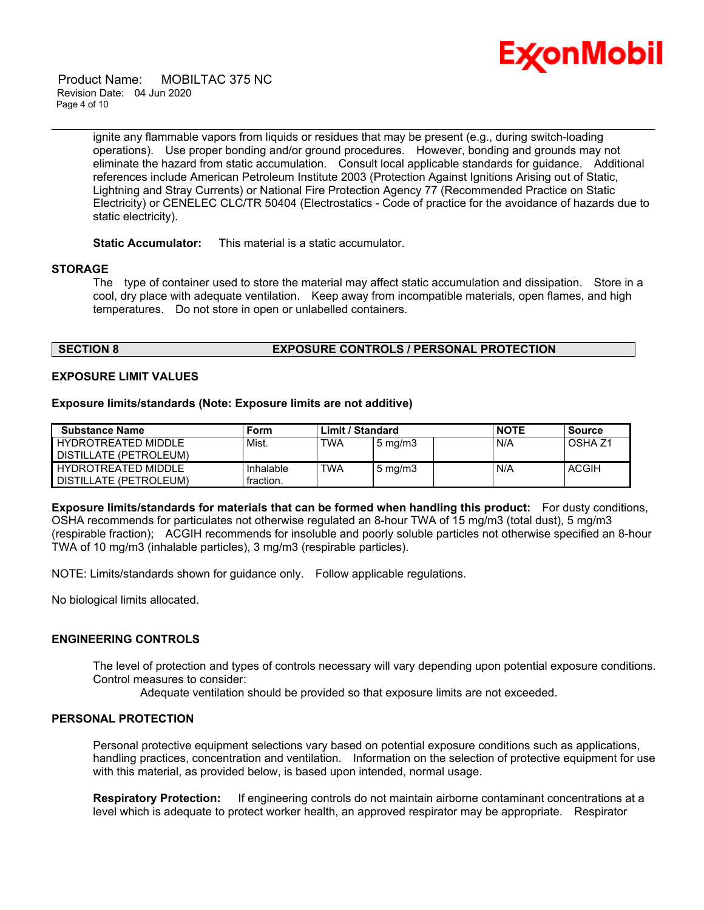ignite any flammable vapors from liquids or residues that may be present (e.g., during switch-loading operations). Use proper bonding and/or ground procedures. However, bonding and grounds may not eliminate the hazard from static accumulation. Consult local applicable standards for guidance. Additional references include American Petroleum Institute 2003 (Protection Against Ignitions Arising out of Static, Lightning and Stray Currents) or National Fire Protection Agency 77 (Recommended Practice on Static Electricity) or CENELEC CLC/TR 50404 (Electrostatics - Code of practice for the avoidance of hazards due to static electricity).

**Static Accumulator:** This material is a static accumulator.

### STORAGE

The type of container used to store the material may affect static accumulation and dissipation. Store in a cool, dry place with adequate ventilation. Keep away from incompatible materials, open flames, and high temperatures. Do not store in open or unlabelled containers.

## SECTION 8 EXPOSURE CONTROLS / PERSONAL PROTECTION

### EXPOSURE LIMIT VALUES

**Exposure limits/standards (Note: Exposure limits are not additive)**

| Substance Name | Form | Limit / Standard | | | NOTE | Source |
|---|---|---|---|---|---|---|
| HYDROTREATED MIDDLE DISTILLATE (PETROLEUM) | Mist. | TWA | 5 mg/m3 | | N/A | OSHA Z1 |
| HYDROTREATED MIDDLE DISTILLATE (PETROLEUM) | Inhalable fraction. | TWA | 5 mg/m3 | | N/A | ACGIH |

**Exposure limits/standards for materials that can be formed when handling this product:** For dusty conditions, OSHA recommends for particulates not otherwise regulated an 8-hour TWA of 15 mg/m3 (total dust), 5 mg/m3 (respirable fraction); ACGIH recommends for insoluble and poorly soluble particles not otherwise specified an 8-hour TWA of 10 mg/m3 (inhalable particles), 3 mg/m3 (respirable particles).

NOTE: Limits/standards shown for guidance only. Follow applicable regulations.

No biological limits allocated.

### ENGINEERING CONTROLS

The level of protection and types of controls necessary will vary depending upon potential exposure conditions. Control measures to consider:

Adequate ventilation should be provided so that exposure limits are not exceeded.

### PERSONAL PROTECTION

Personal protective equipment selections vary based on potential exposure conditions such as applications, handling practices, concentration and ventilation. Information on the selection of protective equipment for use with this material, as provided below, is based upon intended, normal usage.

**Respiratory Protection:** If engineering controls do not maintain airborne contaminant concentrations at a level which is adequate to protect worker health, an approved respirator may be appropriate. Respirator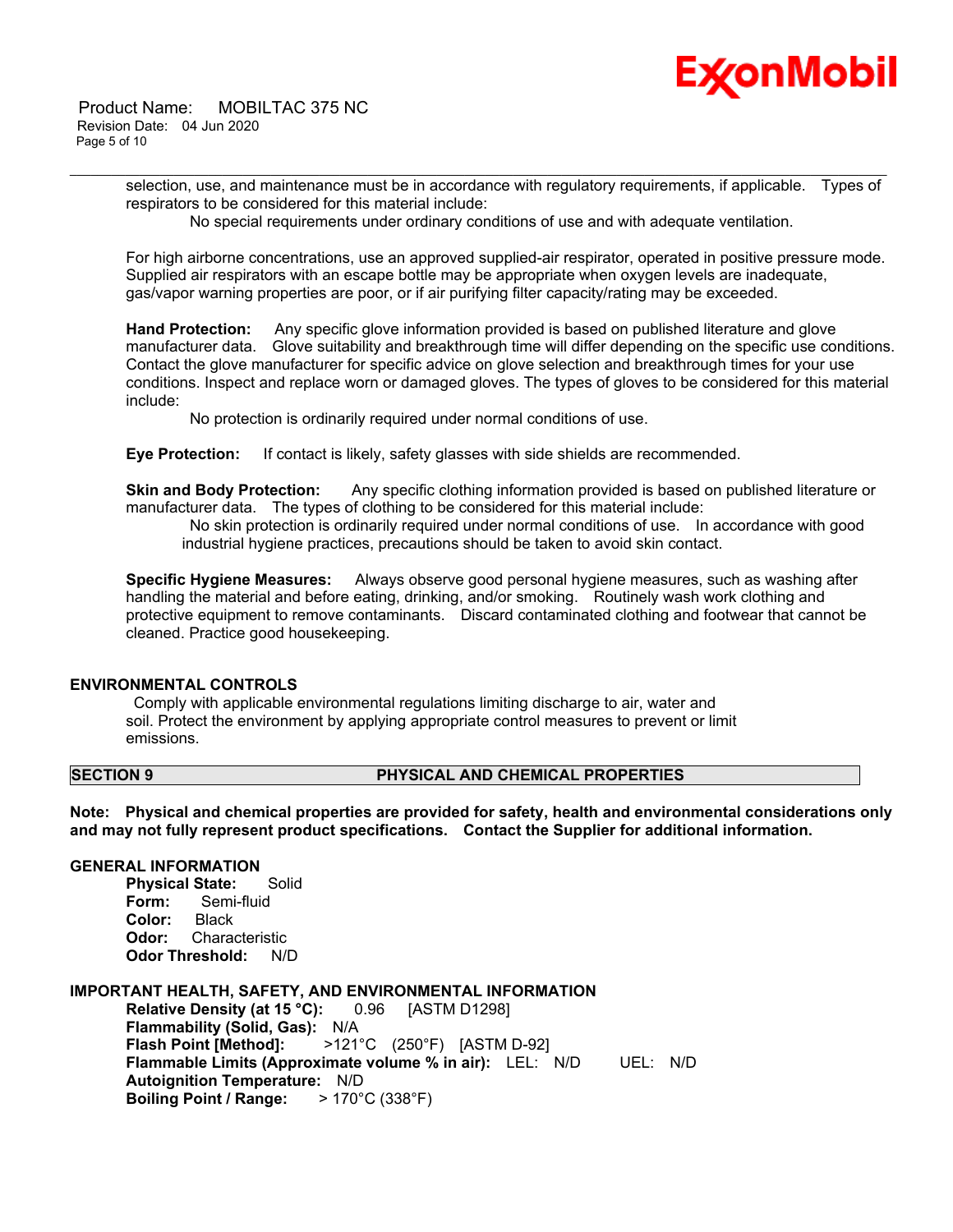selection, use, and maintenance must be in accordance with regulatory requirements, if applicable. Types of respirators to be considered for this material include:

No special requirements under ordinary conditions of use and with adequate ventilation.

For high airborne concentrations, use an approved supplied-air respirator, operated in positive pressure mode. Supplied air respirators with an escape bottle may be appropriate when oxygen levels are inadequate, gas/vapor warning properties are poor, or if air purifying filter capacity/rating may be exceeded.

**Hand Protection:** Any specific glove information provided is based on published literature and glove manufacturer data. Glove suitability and breakthrough time will differ depending on the specific use conditions. Contact the glove manufacturer for specific advice on glove selection and breakthrough times for your use conditions. Inspect and replace worn or damaged gloves. The types of gloves to be considered for this material include:

No protection is ordinarily required under normal conditions of use.

**Eye Protection:** If contact is likely, safety glasses with side shields are recommended.

**Skin and Body Protection:** Any specific clothing information provided is based on published literature or manufacturer data. The types of clothing to be considered for this material include:

No skin protection is ordinarily required under normal conditions of use. In accordance with good industrial hygiene practices, precautions should be taken to avoid skin contact.

**Specific Hygiene Measures:** Always observe good personal hygiene measures, such as washing after handling the material and before eating, drinking, and/or smoking. Routinely wash work clothing and protective equipment to remove contaminants. Discard contaminated clothing and footwear that cannot be cleaned. Practice good housekeeping.

### ENVIRONMENTAL CONTROLS

Comply with applicable environmental regulations limiting discharge to air, water and soil. Protect the environment by applying appropriate control measures to prevent or limit emissions.

## SECTION 9 PHYSICAL AND CHEMICAL PROPERTIES

**Note: Physical and chemical properties are provided for safety, health and environmental considerations only and may not fully represent product specifications. Contact the Supplier for additional information.**

### GENERAL INFORMATION

**Physical State:** Solid
**Form:** Semi-fluid
**Color:** Black
**Odor:** Characteristic
**Odor Threshold:** N/D

### IMPORTANT HEALTH, SAFETY, AND ENVIRONMENTAL INFORMATION

**Relative Density (at 15 °C):** 0.96 [ASTM D1298]
**Flammability (Solid, Gas):** N/A
**Flash Point [Method]:** >121°C (250°F) [ASTM D-92]
**Flammable Limits (Approximate volume % in air):** LEL: N/D UEL: N/D
**Autoignition Temperature:** N/D
**Boiling Point / Range:** > 170°C (338°F)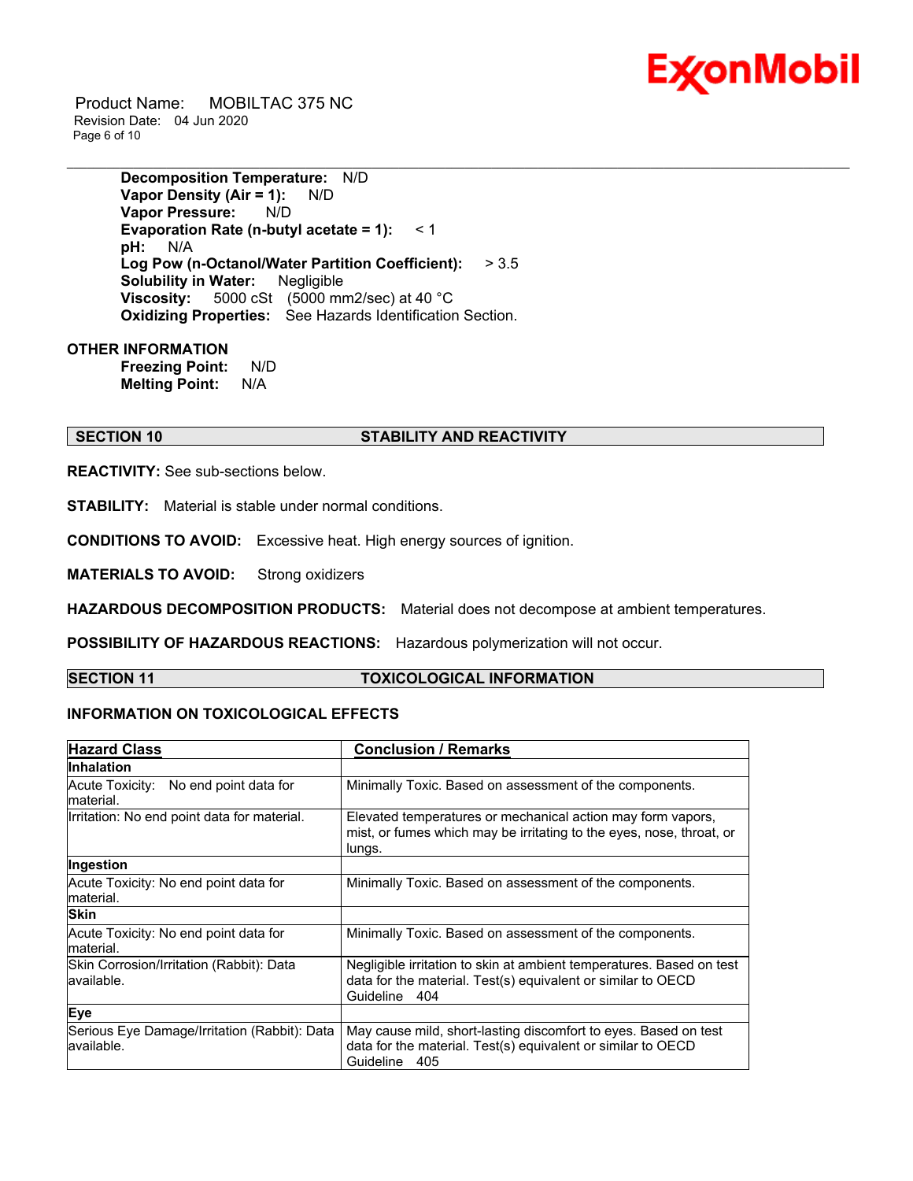**Decomposition Temperature:** N/D
**Vapor Density (Air = 1):** N/D
**Vapor Pressure:** N/D
**Evaporation Rate (n-butyl acetate = 1):** < 1
**pH:** N/A
**Log Pow (n-Octanol/Water Partition Coefficient):** > 3.5
**Solubility in Water:** Negligible
**Viscosity:** 5000 cSt (5000 mm2/sec) at 40 °C
**Oxidizing Properties:** See Hazards Identification Section.

**OTHER INFORMATION**

**Freezing Point:** N/D
**Melting Point:** N/A

## SECTION 10 STABILITY AND REACTIVITY

**REACTIVITY:** See sub-sections below.

**STABILITY:** Material is stable under normal conditions.

**CONDITIONS TO AVOID:** Excessive heat. High energy sources of ignition.

**MATERIALS TO AVOID:** Strong oxidizers

**HAZARDOUS DECOMPOSITION PRODUCTS:** Material does not decompose at ambient temperatures.

**POSSIBILITY OF HAZARDOUS REACTIONS:** Hazardous polymerization will not occur.

## SECTION 11 TOXICOLOGICAL INFORMATION

**INFORMATION ON TOXICOLOGICAL EFFECTS**

| Hazard Class | Conclusion / Remarks |
|---|---|
| **Inhalation** | |
| Acute Toxicity: No end point data for material. | Minimally Toxic. Based on assessment of the components. |
| Irritation: No end point data for material. | Elevated temperatures or mechanical action may form vapors, mist, or fumes which may be irritating to the eyes, nose, throat, or lungs. |
| **Ingestion** | |
| Acute Toxicity: No end point data for material. | Minimally Toxic. Based on assessment of the components. |
| **Skin** | |
| Acute Toxicity: No end point data for material. | Minimally Toxic. Based on assessment of the components. |
| Skin Corrosion/Irritation (Rabbit): Data available. | Negligible irritation to skin at ambient temperatures. Based on test data for the material. Test(s) equivalent or similar to OECD Guideline 404 |
| **Eye** | |
| Serious Eye Damage/Irritation (Rabbit): Data available. | May cause mild, short-lasting discomfort to eyes. Based on test data for the material. Test(s) equivalent or similar to OECD Guideline 405 |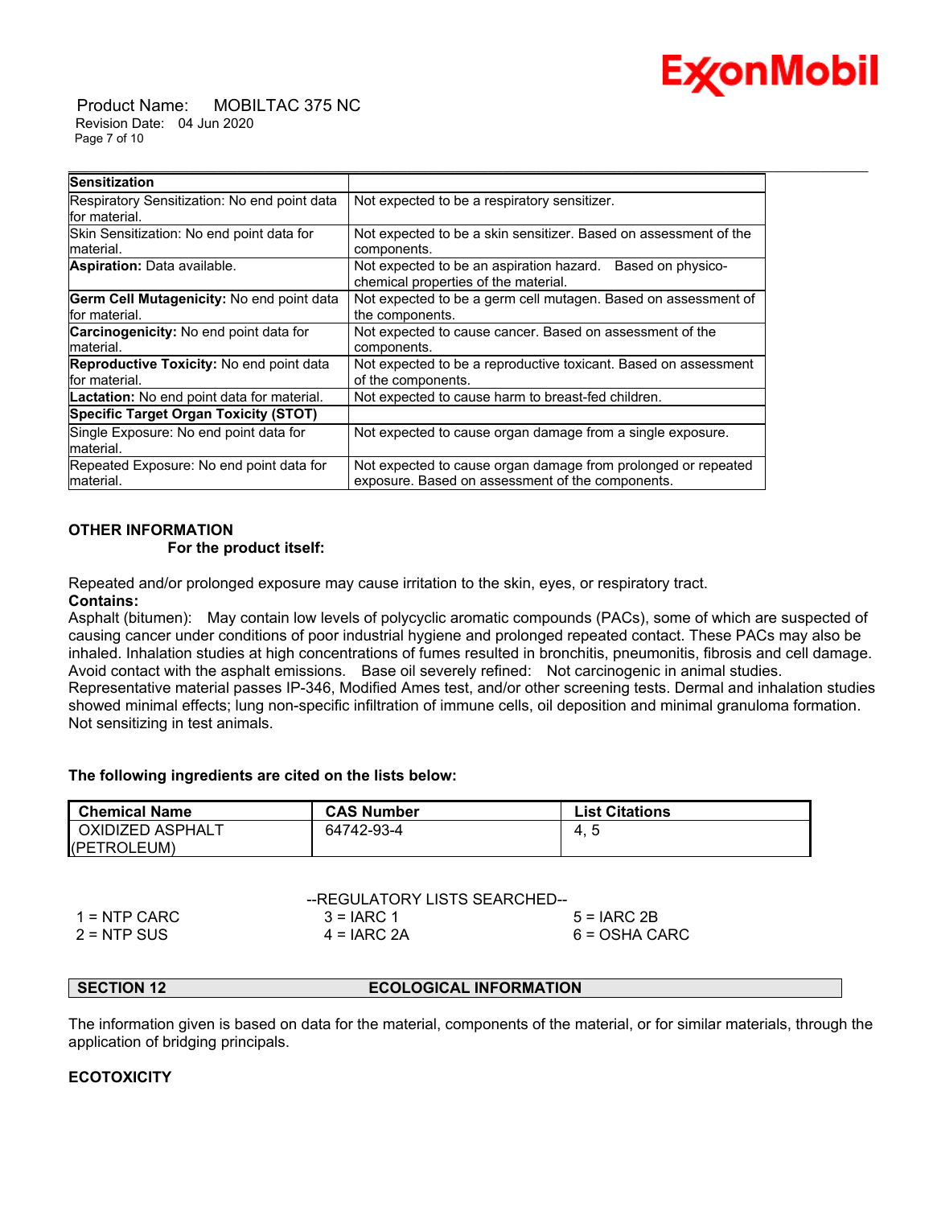| Sensitization | |
|---|---|
| Respiratory Sensitization: No end point data for material. | Not expected to be a respiratory sensitizer. |
| Skin Sensitization: No end point data for material. | Not expected to be a skin sensitizer. Based on assessment of the components. |
| **Aspiration:** Data available. | Not expected to be an aspiration hazard. Based on physico-chemical properties of the material. |
| **Germ Cell Mutagenicity:** No end point data for material. | Not expected to be a germ cell mutagen. Based on assessment of the components. |
| **Carcinogenicity:** No end point data for material. | Not expected to cause cancer. Based on assessment of the components. |
| **Reproductive Toxicity:** No end point data for material. | Not expected to be a reproductive toxicant. Based on assessment of the components. |
| **Lactation:** No end point data for material. | Not expected to cause harm to breast-fed children. |
| **Specific Target Organ Toxicity (STOT)** | |
| Single Exposure: No end point data for material. | Not expected to cause organ damage from a single exposure. |
| Repeated Exposure: No end point data for material. | Not expected to cause organ damage from prolonged or repeated exposure. Based on assessment of the components. |

**OTHER INFORMATION**

**For the product itself:**

Repeated and/or prolonged exposure may cause irritation to the skin, eyes, or respiratory tract.

**Contains:**

Asphalt (bitumen): May contain low levels of polycyclic aromatic compounds (PACs), some of which are suspected of causing cancer under conditions of poor industrial hygiene and prolonged repeated contact. These PACs may also be inhaled. Inhalation studies at high concentrations of fumes resulted in bronchitis, pneumonitis, fibrosis and cell damage. Avoid contact with the asphalt emissions. Base oil severely refined: Not carcinogenic in animal studies. Representative material passes IP-346, Modified Ames test, and/or other screening tests. Dermal and inhalation studies showed minimal effects; lung non-specific infiltration of immune cells, oil deposition and minimal granuloma formation. Not sensitizing in test animals.

**The following ingredients are cited on the lists below:**

| Chemical Name | CAS Number | List Citations |
|---|---|---|
| OXIDIZED ASPHALT (PETROLEUM) | 64742-93-4 | 4, 5 |

--REGULATORY LISTS SEARCHED--

| | | |
|---|---|---|
| 1 = NTP CARC | 3 = IARC 1 | 5 = IARC 2B |
| 2 = NTP SUS | 4 = IARC 2A | 6 = OSHA CARC |

## SECTION 12 ECOLOGICAL INFORMATION

The information given is based on data for the material, components of the material, or for similar materials, through the application of bridging principals.

**ECOTOXICITY**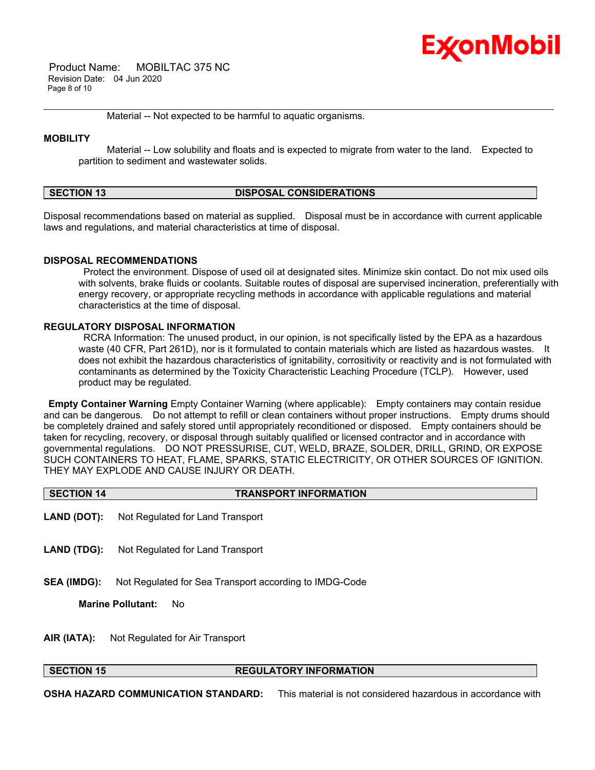Material -- Not expected to be harmful to aquatic organisms.

**MOBILITY**

Material -- Low solubility and floats and is expected to migrate from water to the land. Expected to partition to sediment and wastewater solids.

## SECTION 13 DISPOSAL CONSIDERATIONS

Disposal recommendations based on material as supplied. Disposal must be in accordance with current applicable laws and regulations, and material characteristics at time of disposal.

**DISPOSAL RECOMMENDATIONS**

Protect the environment. Dispose of used oil at designated sites. Minimize skin contact. Do not mix used oils with solvents, brake fluids or coolants. Suitable routes of disposal are supervised incineration, preferentially with energy recovery, or appropriate recycling methods in accordance with applicable regulations and material characteristics at the time of disposal.

**REGULATORY DISPOSAL INFORMATION**

RCRA Information: The unused product, in our opinion, is not specifically listed by the EPA as a hazardous waste (40 CFR, Part 261D), nor is it formulated to contain materials which are listed as hazardous wastes. It does not exhibit the hazardous characteristics of ignitability, corrositivity or reactivity and is not formulated with contaminants as determined by the Toxicity Characteristic Leaching Procedure (TCLP). However, used product may be regulated.

**Empty Container Warning** Empty Container Warning (where applicable): Empty containers may contain residue and can be dangerous. Do not attempt to refill or clean containers without proper instructions. Empty drums should be completely drained and safely stored until appropriately reconditioned or disposed. Empty containers should be taken for recycling, recovery, or disposal through suitably qualified or licensed contractor and in accordance with governmental regulations. DO NOT PRESSURISE, CUT, WELD, BRAZE, SOLDER, DRILL, GRIND, OR EXPOSE SUCH CONTAINERS TO HEAT, FLAME, SPARKS, STATIC ELECTRICITY, OR OTHER SOURCES OF IGNITION. THEY MAY EXPLODE AND CAUSE INJURY OR DEATH.

## SECTION 14 TRANSPORT INFORMATION

**LAND (DOT):** Not Regulated for Land Transport

**LAND (TDG):** Not Regulated for Land Transport

**SEA (IMDG):** Not Regulated for Sea Transport according to IMDG-Code

**Marine Pollutant:** No

**AIR (IATA):** Not Regulated for Air Transport

## SECTION 15 REGULATORY INFORMATION

**OSHA HAZARD COMMUNICATION STANDARD:** This material is not considered hazardous in accordance with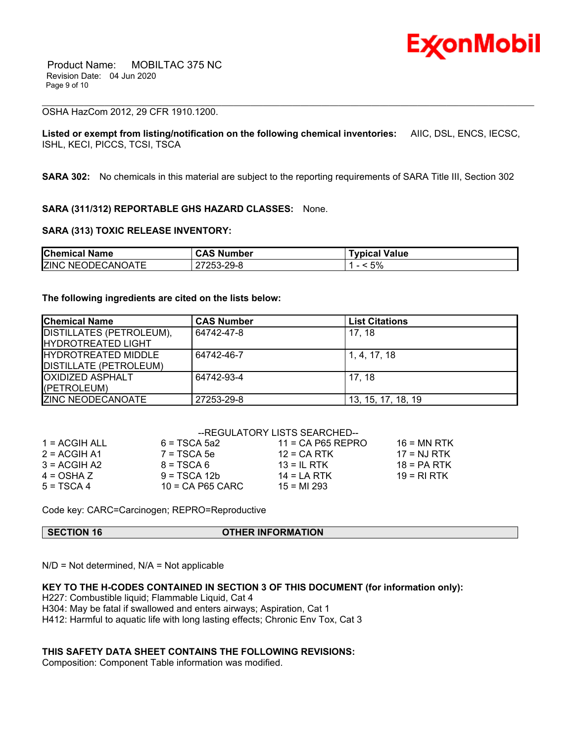OSHA HazCom 2012, 29 CFR 1910.1200.

**Listed or exempt from listing/notification on the following chemical inventories:** AIIC, DSL, ENCS, IECSC, ISHL, KECI, PICCS, TCSI, TSCA

**SARA 302:** No chemicals in this material are subject to the reporting requirements of SARA Title III, Section 302

**SARA (311/312) REPORTABLE GHS HAZARD CLASSES:** None.

**SARA (313) TOXIC RELEASE INVENTORY:**

| Chemical Name | CAS Number | Typical Value |
|---|---|---|
| ZINC NEODECANOATE | 27253-29-8 | 1 - < 5% |

**The following ingredients are cited on the lists below:**

| Chemical Name | CAS Number | List Citations |
|---|---|---|
| DISTILLATES (PETROLEUM), HYDROTREATED LIGHT | 64742-47-8 | 17, 18 |
| HYDROTREATED MIDDLE DISTILLATE (PETROLEUM) | 64742-46-7 | 1, 4, 17, 18 |
| OXIDIZED ASPHALT (PETROLEUM) | 64742-93-4 | 17, 18 |
| ZINC NEODECANOATE | 27253-29-8 | 13, 15, 17, 18, 19 |

--REGULATORY LISTS SEARCHED--

| | | | |
|---|---|---|---|
| 1 = ACGIH ALL | 6 = TSCA 5a2 | 11 = CA P65 REPRO | 16 = MN RTK |
| 2 = ACGIH A1 | 7 = TSCA 5e | 12 = CA RTK | 17 = NJ RTK |
| 3 = ACGIH A2 | 8 = TSCA 6 | 13 = IL RTK | 18 = PA RTK |
| 4 = OSHA Z | 9 = TSCA 12b | 14 = LA RTK | 19 = RI RTK |
| 5 = TSCA 4 | 10 = CA P65 CARC | 15 = MI 293 | |

Code key: CARC=Carcinogen; REPRO=Reproductive

## SECTION 16 OTHER INFORMATION

N/D = Not determined, N/A = Not applicable

**KEY TO THE H-CODES CONTAINED IN SECTION 3 OF THIS DOCUMENT (for information only):**
H227: Combustible liquid; Flammable Liquid, Cat 4
H304: May be fatal if swallowed and enters airways; Aspiration, Cat 1
H412: Harmful to aquatic life with long lasting effects; Chronic Env Tox, Cat 3

**THIS SAFETY DATA SHEET CONTAINS THE FOLLOWING REVISIONS:**
Composition: Component Table information was modified.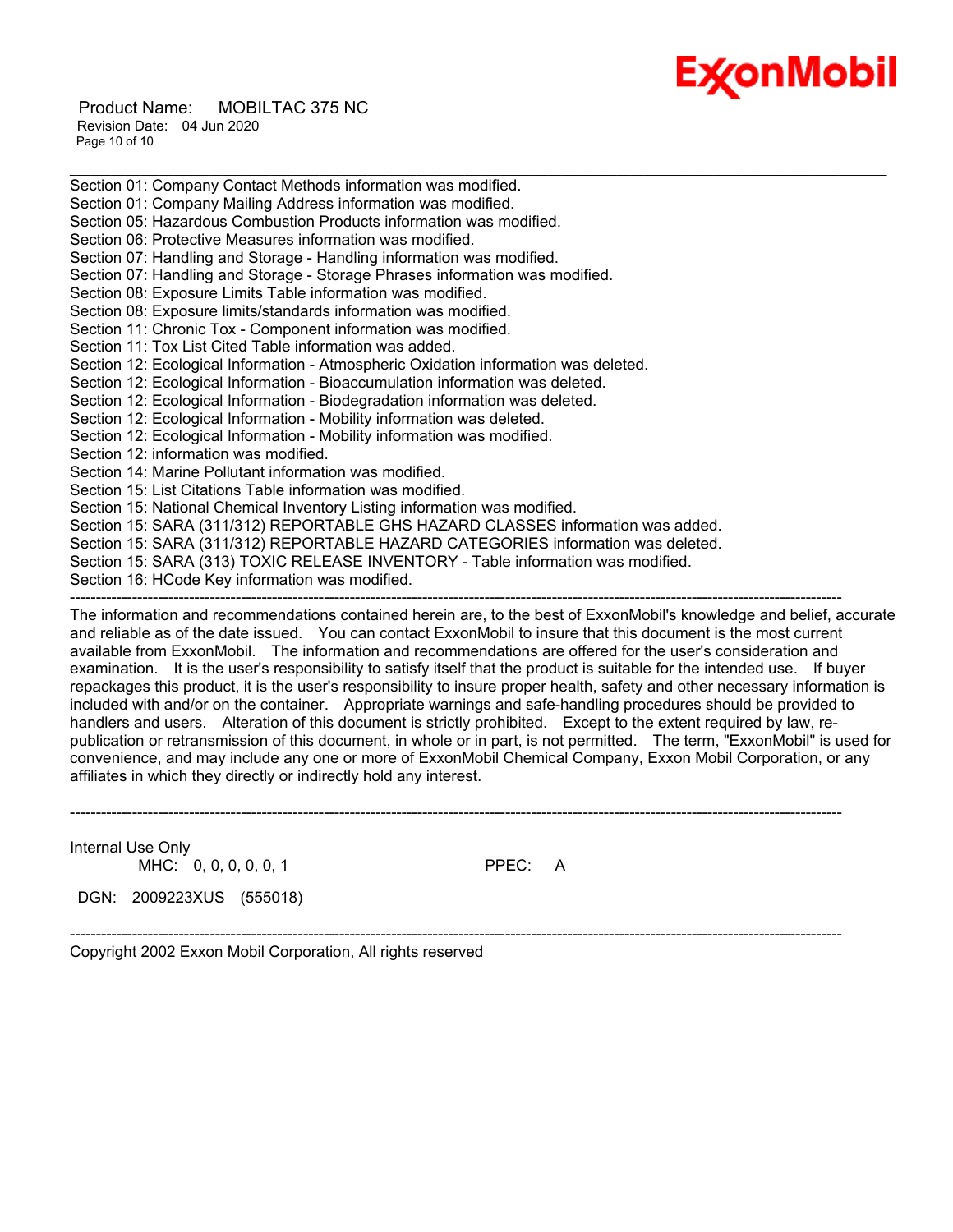Section 01: Company Contact Methods information was modified.
Section 01: Company Mailing Address information was modified.
Section 05: Hazardous Combustion Products information was modified.
Section 06: Protective Measures information was modified.
Section 07: Handling and Storage - Handling information was modified.
Section 07: Handling and Storage - Storage Phrases information was modified.
Section 08: Exposure Limits Table information was modified.
Section 08: Exposure limits/standards information was modified.
Section 11: Chronic Tox - Component information was modified.
Section 11: Tox List Cited Table information was added.
Section 12: Ecological Information - Atmospheric Oxidation information was deleted.
Section 12: Ecological Information - Bioaccumulation information was deleted.
Section 12: Ecological Information - Biodegradation information was deleted.
Section 12: Ecological Information - Mobility information was deleted.
Section 12: Ecological Information - Mobility information was modified.
Section 12: information was modified.
Section 14: Marine Pollutant information was modified.
Section 15: List Citations Table information was modified.
Section 15: National Chemical Inventory Listing information was modified.
Section 15: SARA (311/312) REPORTABLE GHS HAZARD CLASSES information was added.
Section 15: SARA (311/312) REPORTABLE HAZARD CATEGORIES information was deleted.
Section 15: SARA (313) TOXIC RELEASE INVENTORY - Table information was modified.
Section 16: HCode Key information was modified.

-----------------------------------------------------------------------------------------------------------------------------------------------

The information and recommendations contained herein are, to the best of ExxonMobil's knowledge and belief, accurate and reliable as of the date issued. You can contact ExxonMobil to insure that this document is the most current available from ExxonMobil. The information and recommendations are offered for the user's consideration and examination. It is the user's responsibility to satisfy itself that the product is suitable for the intended use. If buyer repackages this product, it is the user's responsibility to insure proper health, safety and other necessary information is included with and/or on the container. Appropriate warnings and safe-handling procedures should be provided to handlers and users. Alteration of this document is strictly prohibited. Except to the extent required by law, re-publication or retransmission of this document, in whole or in part, is not permitted. The term, "ExxonMobil" is used for convenience, and may include any one or more of ExxonMobil Chemical Company, Exxon Mobil Corporation, or any affiliates in which they directly or indirectly hold any interest.

-----------------------------------------------------------------------------------------------------------------------------------------------

Internal Use Only

MHC: 0, 0, 0, 0, 0, 1          PPEC: A

DGN: 2009223XUS (555018)

-----------------------------------------------------------------------------------------------------------------------------------------------

Copyright 2002 Exxon Mobil Corporation, All rights reserved